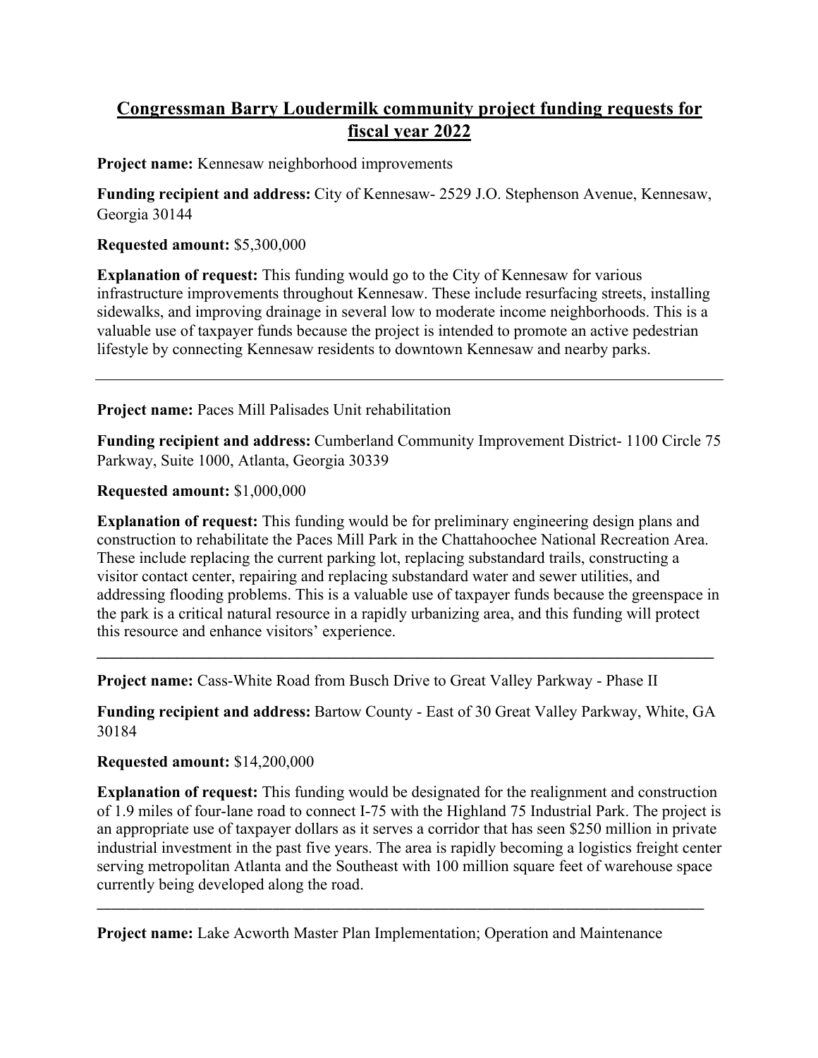# Congressman Barry Loudermilk community project funding requests for fiscal year 2022

**Project name:** Kennesaw neighborhood improvements

**Funding recipient and address:** City of Kennesaw- 2529 J.O. Stephenson Avenue, Kennesaw, Georgia 30144

**Requested amount:** $5,300,000

**Explanation of request:** This funding would go to the City of Kennesaw for various infrastructure improvements throughout Kennesaw. These include resurfacing streets, installing sidewalks, and improving drainage in several low to moderate income neighborhoods. This is a valuable use of taxpayer funds because the project is intended to promote an active pedestrian lifestyle by connecting Kennesaw residents to downtown Kennesaw and nearby parks.

---

**Project name:** Paces Mill Palisades Unit rehabilitation

**Funding recipient and address:** Cumberland Community Improvement District- 1100 Circle 75 Parkway, Suite 1000, Atlanta, Georgia 30339

**Requested amount:** $1,000,000

**Explanation of request:** This funding would be for preliminary engineering design plans and construction to rehabilitate the Paces Mill Park in the Chattahoochee National Recreation Area. These include replacing the current parking lot, replacing substandard trails, constructing a visitor contact center, repairing and replacing substandard water and sewer utilities, and addressing flooding problems. This is a valuable use of taxpayer funds because the greenspace in the park is a critical natural resource in a rapidly urbanizing area, and this funding will protect this resource and enhance visitors' experience.

---

**Project name:** Cass-White Road from Busch Drive to Great Valley Parkway - Phase II

**Funding recipient and address:** Bartow County - East of 30 Great Valley Parkway, White, GA 30184

**Requested amount:** $14,200,000

**Explanation of request:** This funding would be designated for the realignment and construction of 1.9 miles of four-lane road to connect I-75 with the Highland 75 Industrial Park. The project is an appropriate use of taxpayer dollars as it serves a corridor that has seen $250 million in private industrial investment in the past five years. The area is rapidly becoming a logistics freight center serving metropolitan Atlanta and the Southeast with 100 million square feet of warehouse space currently being developed along the road.

---

**Project name:** Lake Acworth Master Plan Implementation; Operation and Maintenance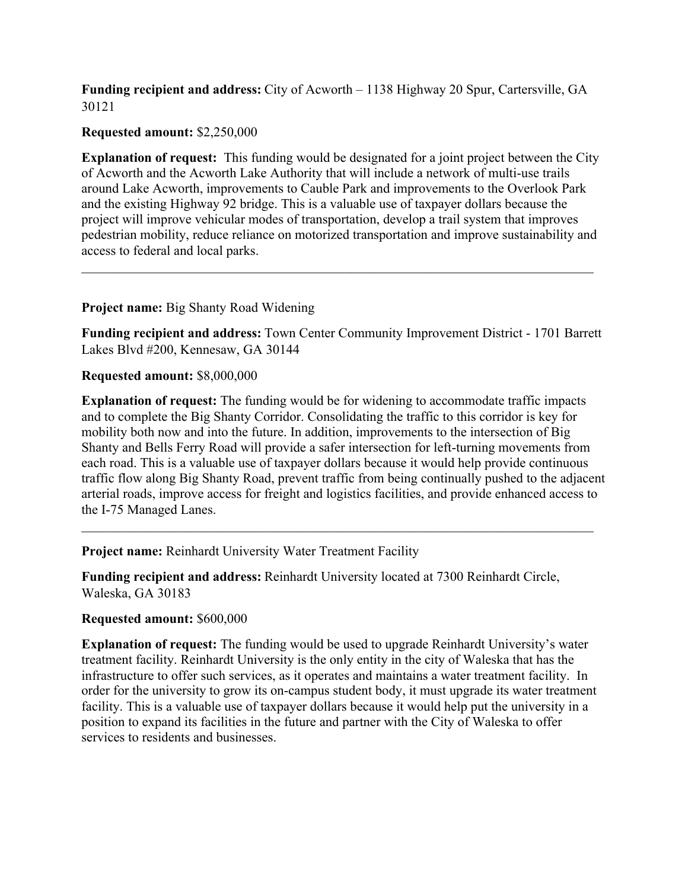**Funding recipient and address:** City of Acworth – 1138 Highway 20 Spur, Cartersville, GA 30121

**Requested amount:** $2,250,000

**Explanation of request:** This funding would be designated for a joint project between the City of Acworth and the Acworth Lake Authority that will include a network of multi-use trails around Lake Acworth, improvements to Cauble Park and improvements to the Overlook Park and the existing Highway 92 bridge. This is a valuable use of taxpayer dollars because the project will improve vehicular modes of transportation, develop a trail system that improves pedestrian mobility, reduce reliance on motorized transportation and improve sustainability and access to federal and local parks.

---

**Project name:** Big Shanty Road Widening

**Funding recipient and address:** Town Center Community Improvement District - 1701 Barrett Lakes Blvd #200, Kennesaw, GA 30144

**Requested amount:** $8,000,000

**Explanation of request:** The funding would be for widening to accommodate traffic impacts and to complete the Big Shanty Corridor. Consolidating the traffic to this corridor is key for mobility both now and into the future. In addition, improvements to the intersection of Big Shanty and Bells Ferry Road will provide a safer intersection for left-turning movements from each road. This is a valuable use of taxpayer dollars because it would help provide continuous traffic flow along Big Shanty Road, prevent traffic from being continually pushed to the adjacent arterial roads, improve access for freight and logistics facilities, and provide enhanced access to the I-75 Managed Lanes.

---

**Project name:** Reinhardt University Water Treatment Facility

**Funding recipient and address:** Reinhardt University located at 7300 Reinhardt Circle, Waleska, GA 30183

**Requested amount:** $600,000

**Explanation of request:** The funding would be used to upgrade Reinhardt University's water treatment facility. Reinhardt University is the only entity in the city of Waleska that has the infrastructure to offer such services, as it operates and maintains a water treatment facility. In order for the university to grow its on-campus student body, it must upgrade its water treatment facility. This is a valuable use of taxpayer dollars because it would help put the university in a position to expand its facilities in the future and partner with the City of Waleska to offer services to residents and businesses.